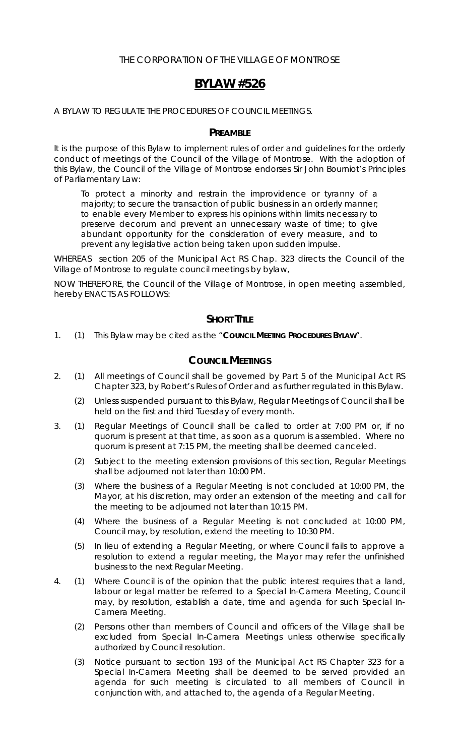THE CORPORATION OF THE VILLAGE OF MONTROSE

# BYLAW #526

A BYLAW TO REGULATE THE PROCEDURES OF COUNCIL MEETINGS.

## PREAMBLE

It is the purpose of this Bylaw to implement rules of order and guidelines for the orderly conduct of meetings of the Council of the Village of Montrose. With the adoption of this Bylaw, the Council of the Village of Montrose endorses Sir John Bourniot's Principles of Parliamentary Law:

> To protect a minority and restrain the improvidence or tyranny of a majority; to secure the transaction of public business in an orderly manner; to enable every Member to express his opinions within limits necessary to preserve decorum and prevent an unnecessary waste of time; to give abundant opportunity for the consideration of every measure, and to prevent any legislative action being taken upon sudden impulse.

WHEREAS section 205 of the Municipal Act RS Chap. 323 directs the Council of the Village of Montrose to regulate council meetings by bylaw,

NOW THEREFORE, the Council of the Village of Montrose, in open meeting assembled, hereby ENACTS AS FOLLOWS:

## SHORT TITLE

1. (1) This Bylaw may be cited as the "**COUNCIL MEETING PROCEDURES BYLAW**".

## COUNCIL MEETINGS

2. (1) All meetings of Council shall be governed by Part 5 of the Municipal Act RS Chapter 323, by Robert's Rules of Order and as further regulated in this Bylaw.

   (2) Unless suspended pursuant to this Bylaw, Regular Meetings of Council shall be held on the first and third Tuesday of every month.

3. (1) Regular Meetings of Council shall be called to order at 7:00 PM or, if no quorum is present at that time, as soon as a quorum is assembled. Where no quorum is present at 7:15 PM, the meeting shall be deemed canceled.

   (2) Subject to the meeting extension provisions of this section, Regular Meetings shall be adjourned not later than 10:00 PM.

   (3) Where the business of a Regular Meeting is not concluded at 10:00 PM, the Mayor, at his discretion, may order an extension of the meeting and call for the meeting to be adjourned not later than 10:15 PM.

   (4) Where the business of a Regular Meeting is not concluded at 10:00 PM, Council may, by resolution, extend the meeting to 10:30 PM.

   (5) In lieu of extending a Regular Meeting, or where Council fails to approve a resolution to extend a regular meeting, the Mayor may refer the unfinished business to the next Regular Meeting.

4. (1) Where Council is of the opinion that the public interest requires that a land, labour or legal matter be referred to a Special In-Camera Meeting, Council may, by resolution, establish a date, time and agenda for such Special In-Camera Meeting.

   (2) Persons other than members of Council and officers of the Village shall be excluded from Special In-Camera Meetings unless otherwise specifically authorized by Council resolution.

   (3) Notice pursuant to section 193 of the Municipal Act RS Chapter 323 for a Special In-Camera Meeting shall be deemed to be served provided an agenda for such meeting is circulated to all members of Council in conjunction with, and attached to, the agenda of a Regular Meeting.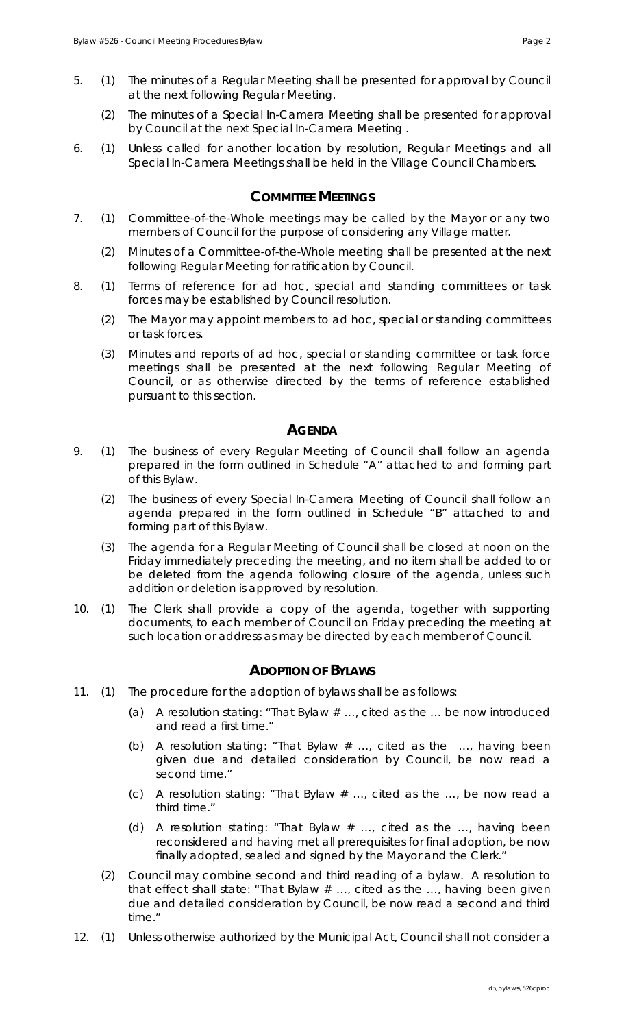5. (1) The minutes of a Regular Meeting shall be presented for approval by Council at the next following Regular Meeting.

(2) The minutes of a Special In-Camera Meeting shall be presented for approval by Council at the next Special In-Camera Meeting .

6. (1) Unless called for another location by resolution, Regular Meetings and all Special In-Camera Meetings shall be held in the Village Council Chambers.

## COMMITTEE MEETINGS

7. (1) Committee-of-the-Whole meetings may be called by the Mayor or any two members of Council for the purpose of considering any Village matter.

(2) Minutes of a Committee-of-the-Whole meeting shall be presented at the next following Regular Meeting for ratification by Council.

8. (1) Terms of reference for ad hoc, special and standing committees or task forces may be established by Council resolution.

(2) The Mayor may appoint members to ad hoc, special or standing committees or task forces.

(3) Minutes and reports of ad hoc, special or standing committee or task force meetings shall be presented at the next following Regular Meeting of Council, or as otherwise directed by the terms of reference established pursuant to this section.

## AGENDA

9. (1) The business of every Regular Meeting of Council shall follow an agenda prepared in the form outlined in Schedule "A" attached to and forming part of this Bylaw.

(2) The business of every Special In-Camera Meeting of Council shall follow an agenda prepared in the form outlined in Schedule "B" attached to and forming part of this Bylaw.

(3) The agenda for a Regular Meeting of Council shall be closed at noon on the Friday immediately preceding the meeting, and no item shall be added to or be deleted from the agenda following closure of the agenda, unless such addition or deletion is approved by resolution.

10. (1) The Clerk shall provide a copy of the agenda, together with supporting documents, to each member of Council on Friday preceding the meeting at such location or address as may be directed by each member of Council.

## ADOPTION OF BYLAWS

11. (1) The procedure for the adoption of bylaws shall be as follows:

(a) A resolution stating: "That Bylaw # …, cited as the … be now introduced and read a first time."

(b) A resolution stating: "That Bylaw # …, cited as the …, having been given due and detailed consideration by Council, be now read a second time."

(c) A resolution stating: "That Bylaw # …, cited as the …, be now read a third time."

(d) A resolution stating: "That Bylaw # …, cited as the …, having been reconsidered and having met all prerequisites for final adoption, be now finally adopted, sealed and signed by the Mayor and the Clerk."

(2) Council may combine second and third reading of a bylaw. A resolution to that effect shall state: "That Bylaw # …, cited as the …, having been given due and detailed consideration by Council, be now read a second and third time."

12. (1) Unless otherwise authorized by the Municipal Act, Council shall not consider a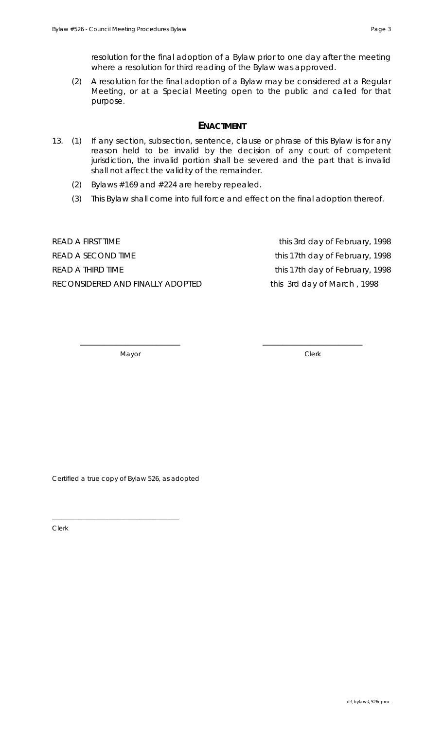resolution for the final adoption of a Bylaw prior to one day after the meeting where a resolution for third reading of the Bylaw was approved.

(2) A resolution for the final adoption of a Bylaw may be considered at a Regular Meeting, or at a Special Meeting open to the public and called for that purpose.

## ENACTMENT

13. (1) If any section, subsection, sentence, clause or phrase of this Bylaw is for any reason held to be invalid by the decision of any court of competent jurisdiction, the invalid portion shall be severed and the part that is invalid shall not affect the validity of the remainder.

    (2) Bylaws #169 and #224 are hereby repealed.

    (3) This Bylaw shall come into full force and effect on the final adoption thereof.

| | |
|---|---|
| READ A FIRST TIME | this 3rd day of February, 1998 |
| READ A SECOND TIME | this 17th day of February, 1998 |
| READ A THIRD TIME | this 17th day of February, 1998 |
| RECONSIDERED AND FINALLY ADOPTED | this 3rd day of March , 1998 |

\_\_\_\_\_\_\_\_\_\_\_\_\_\_\_\_\_\_\_\_\_\_\_\_\_ &nbsp;&nbsp;&nbsp;&nbsp; \_\_\_\_\_\_\_\_\_\_\_\_\_\_\_\_\_\_\_\_\_\_\_\_\_

Mayor &nbsp;&nbsp;&nbsp;&nbsp; Clerk

Certified a true copy of Bylaw 526, as adopted

\_\_\_\_\_\_\_\_\_\_\_\_\_\_\_\_\_\_\_\_\_\_\_\_\_\_\_\_\_\_\_\_\_\_

Clerk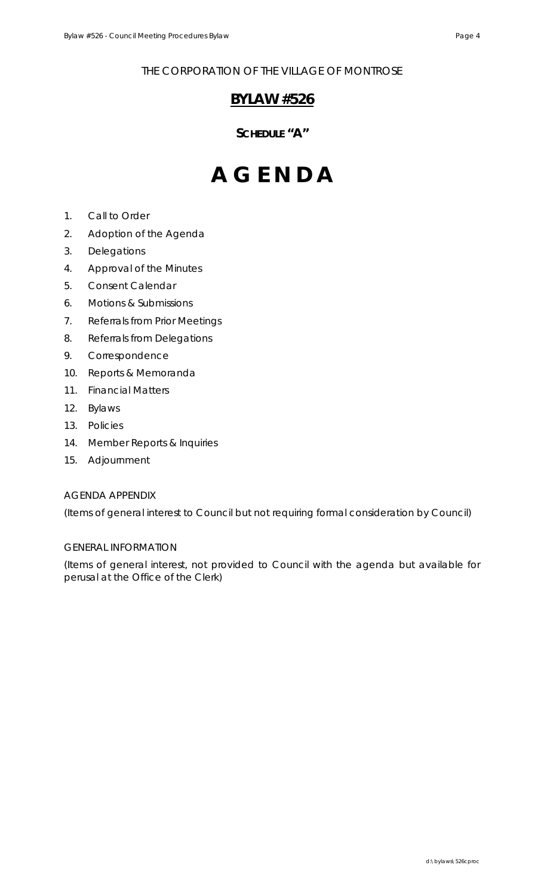THE CORPORATION OF THE VILLAGE OF MONTROSE

## **BYLAW #526**

### SCHEDULE "A"

# AGENDA

1. Call to Order
2. Adoption of the Agenda
3. Delegations
4. Approval of the Minutes
5. Consent Calendar
6. Motions & Submissions
7. Referrals from Prior Meetings
8. Referrals from Delegations
9. Correspondence
10. Reports & Memoranda
11. Financial Matters
12. Bylaws
13. Policies
14. Member Reports & Inquiries
15. Adjournment

AGENDA APPENDIX

(Items of general interest to Council but not requiring formal consideration by Council)

GENERAL INFORMATION

(Items of general interest, not provided to Council with the agenda but available for perusal at the Office of the Clerk)

d:\bylaws\526cproc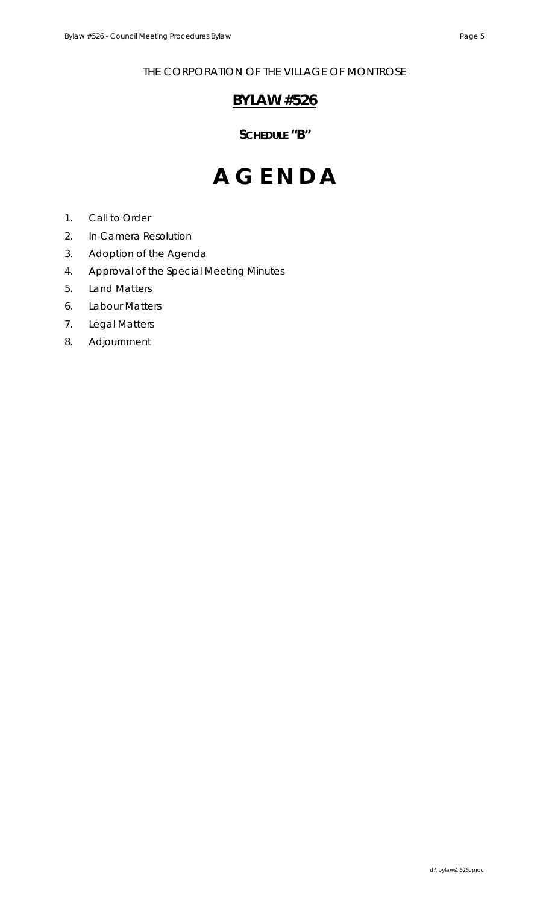THE CORPORATION OF THE VILLAGE OF MONTROSE

## BYLAW #526

**SCHEDULE "B"**

# A G E N D A

1. Call to Order
2. In-Camera Resolution
3. Adoption of the Agenda
4. Approval of the Special Meeting Minutes
5. Land Matters
6. Labour Matters
7. Legal Matters
8. Adjournment